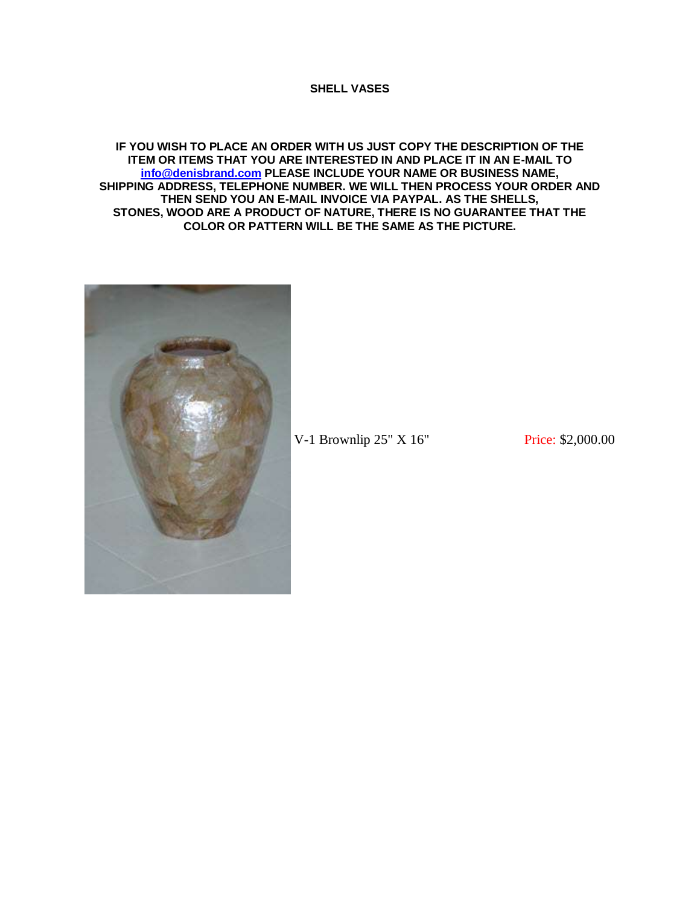# SHELL VASES

**IF YOU WISH TO PLACE AN ORDER WITH US JUST COPY THE DESCRIPTION OF THE ITEM OR ITEMS THAT YOU ARE INTERESTED IN AND PLACE IT IN AN E-MAIL TO [info@denisbrand.com](mailto:info@denisbrand.com) PLEASE INCLUDE YOUR NAME OR BUSINESS NAME, SHIPPING ADDRESS, TELEPHONE NUMBER. WE WILL THEN PROCESS YOUR ORDER AND THEN SEND YOU AN E-MAIL INVOICE VIA PAYPAL. AS THE SHELLS, STONES, WOOD ARE A PRODUCT OF NATURE, THERE IS NO GUARANTEE THAT THE COLOR OR PATTERN WILL BE THE SAME AS THE PICTURE.**

V-1 Brownlip 25" X 16" Price: $2,000.00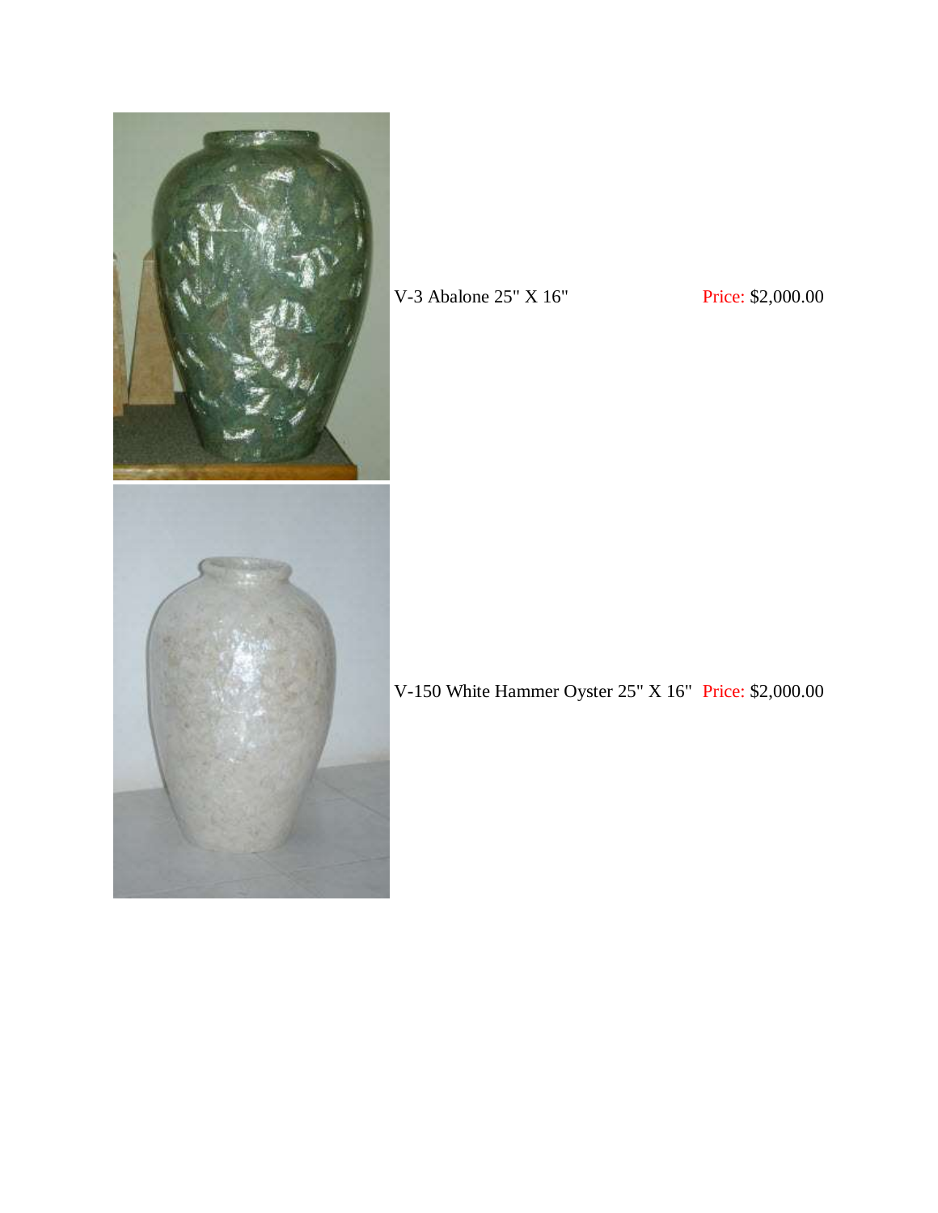V-3 Abalone 25" X 16" Price: $2,000.00

V-150 White Hammer Oyster 25" X 16" Price: $2,000.00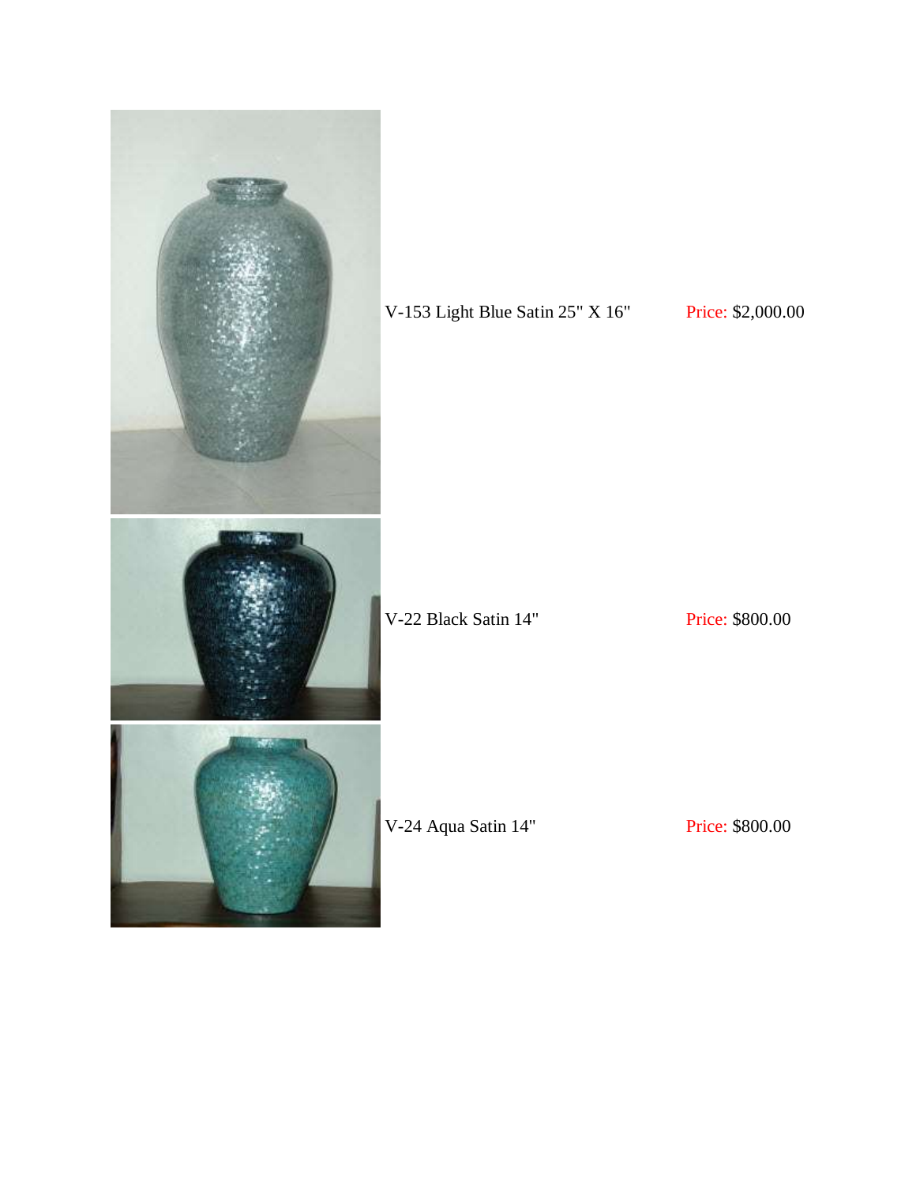V-153 Light Blue Satin 25" X 16" Price: $2,000.00

V-22 Black Satin 14" Price: $800.00

V-24 Aqua Satin 14" Price: $800.00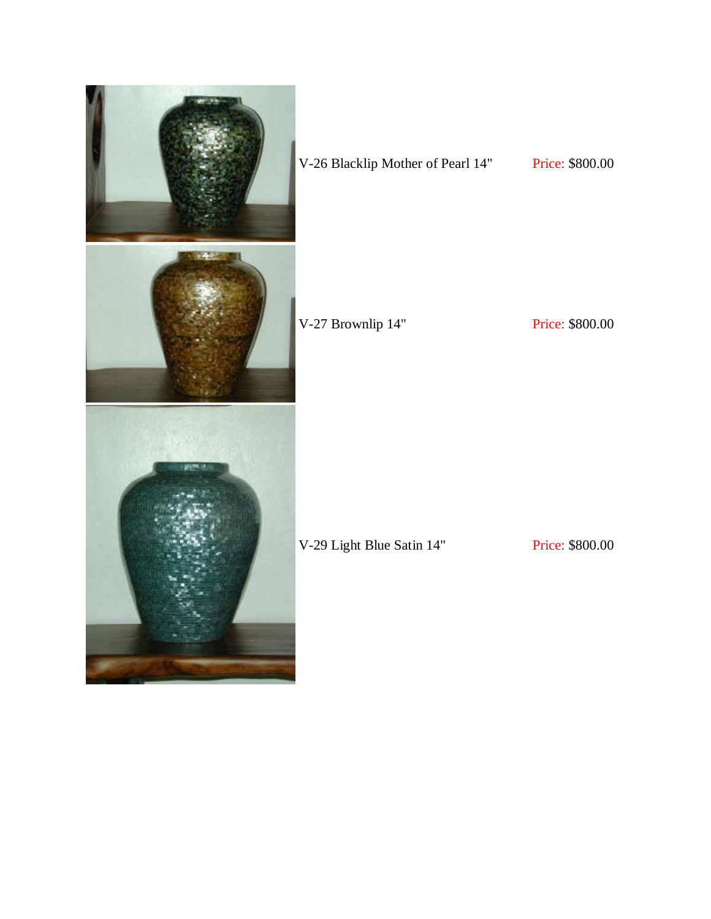V-26 Blacklip Mother of Pearl 14" Price: $800.00

V-27 Brownlip 14" Price: $800.00

V-29 Light Blue Satin 14" Price: $800.00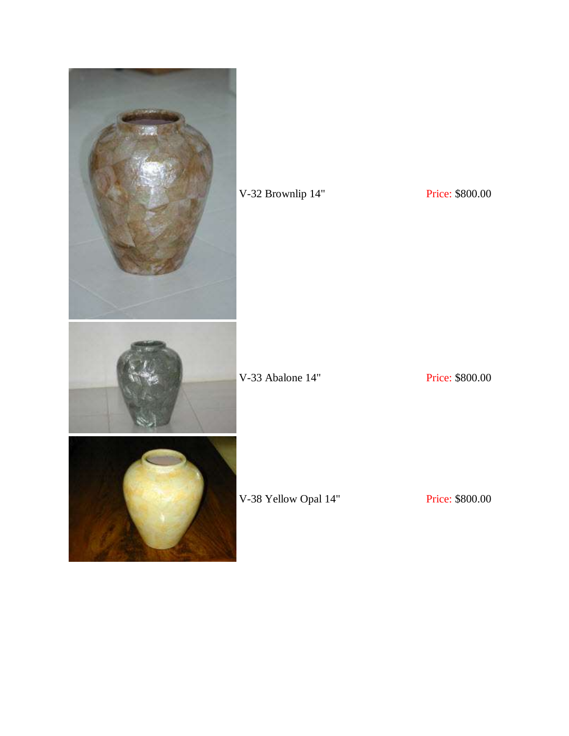V-32 Brownlip 14" Price: $800.00

V-33 Abalone 14" Price: $800.00

V-38 Yellow Opal 14" Price: $800.00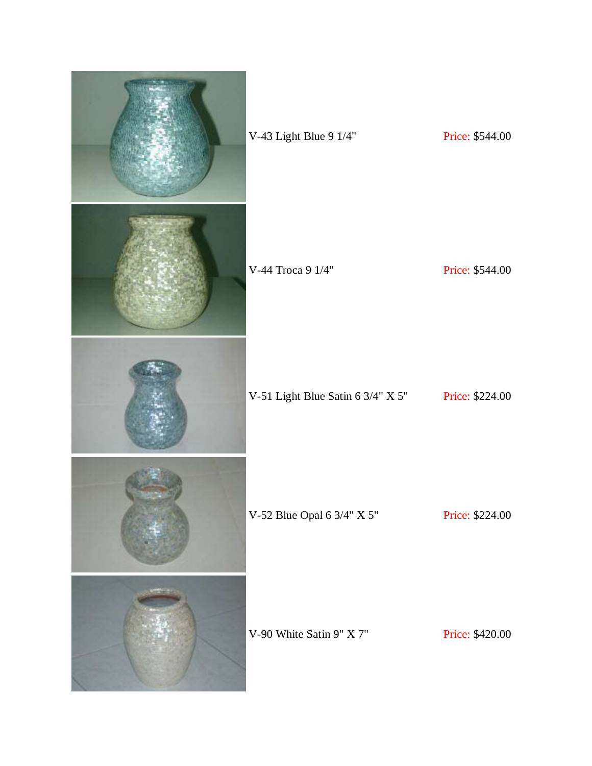| | | |
|---|---|---|
| | V-43 Light Blue 9 1/4" | Price: $544.00 |
| | V-44 Troca 9 1/4" | Price: $544.00 |
| | V-51 Light Blue Satin 6 3/4" X 5" | Price: $224.00 |
| | V-52 Blue Opal 6 3/4" X 5" | Price: $224.00 |
| | V-90 White Satin 9" X 7" | Price: $420.00 |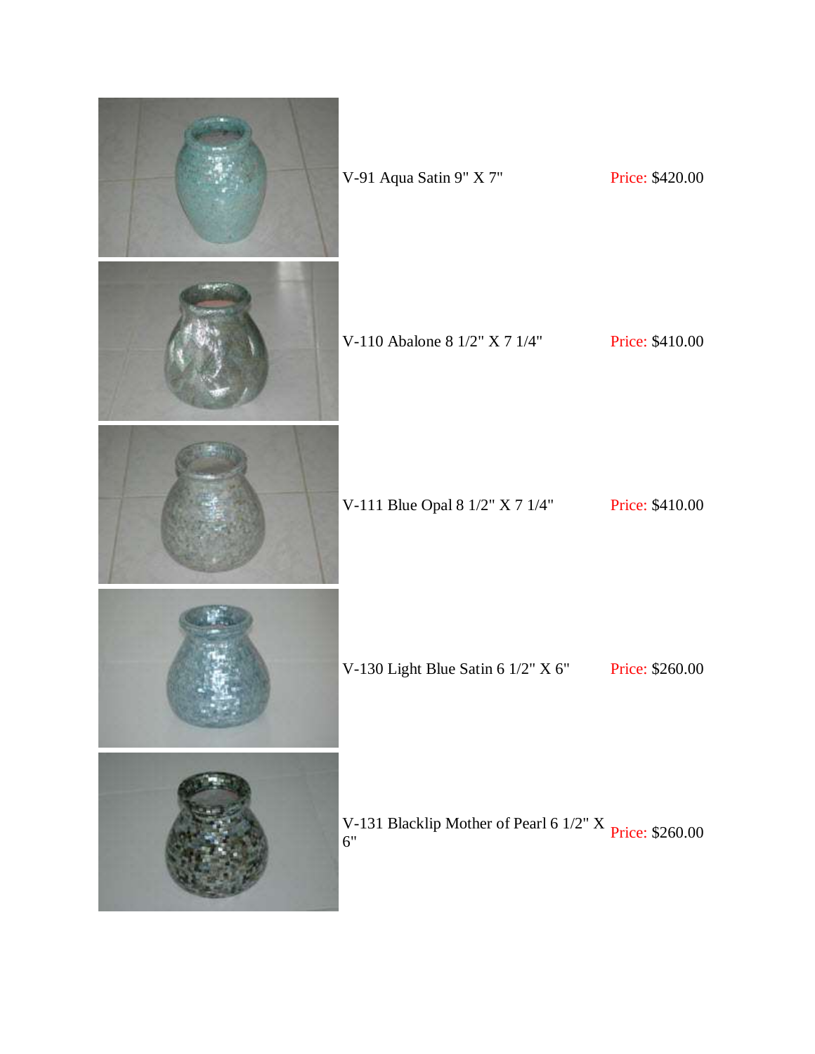| Product | Price |
| --- | --- |
| V-91 Aqua Satin 9" X 7" | Price: $420.00 |
| V-110 Abalone 8 1/2" X 7 1/4" | Price: $410.00 |
| V-111 Blue Opal 8 1/2" X 7 1/4" | Price: $410.00 |
| V-130 Light Blue Satin 6 1/2" X 6" | Price: $260.00 |
| V-131 Blacklip Mother of Pearl 6 1/2" X 6" | Price: $260.00 |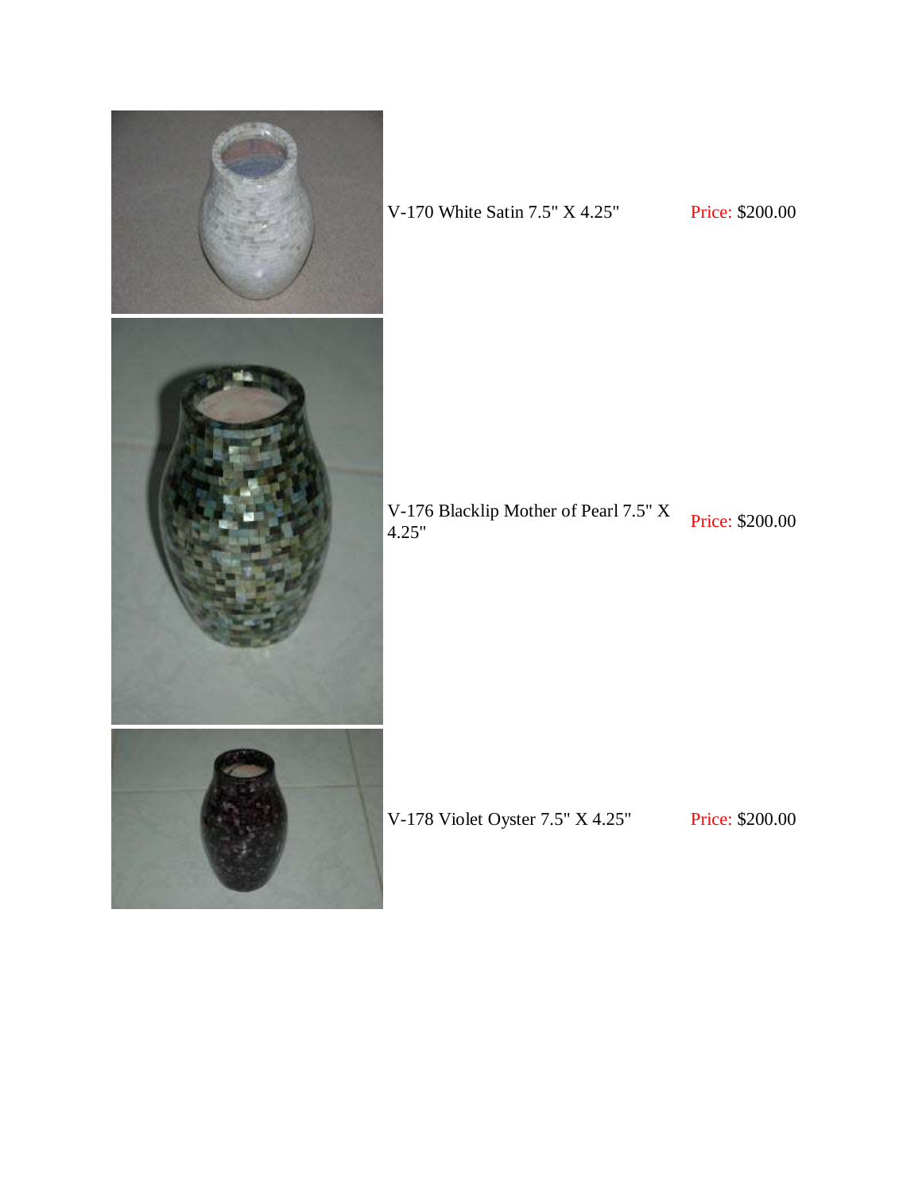| | | |
|---|---|---|
| | V-170 White Satin 7.5" X 4.25" | Price: $200.00 |
| | V-176 Blacklip Mother of Pearl 7.5" X 4.25" | Price: $200.00 |
| | V-178 Violet Oyster 7.5" X 4.25" | Price: $200.00 |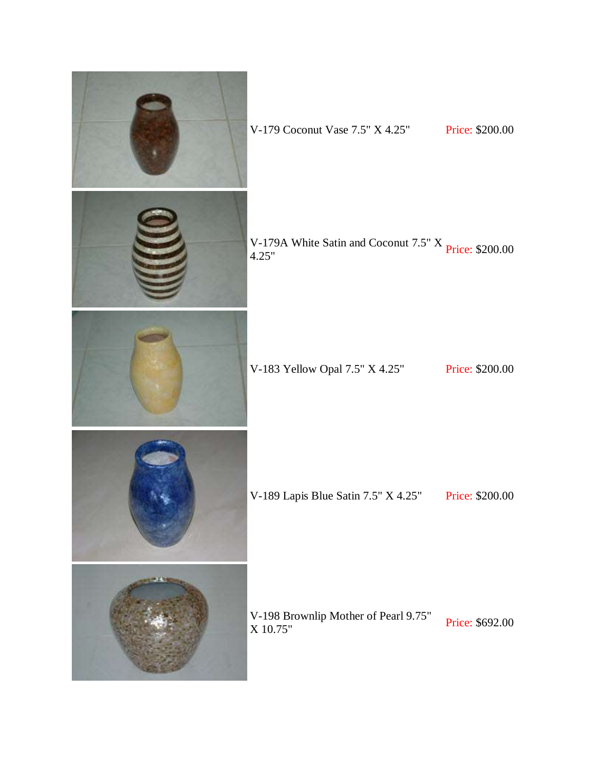| | | |
|---|---|---|
| | V-179 Coconut Vase 7.5" X 4.25" | Price: $200.00 |
| | V-179A White Satin and Coconut 7.5" X 4.25" | Price: $200.00 |
| | V-183 Yellow Opal 7.5" X 4.25" | Price: $200.00 |
| | V-189 Lapis Blue Satin 7.5" X 4.25" | Price: $200.00 |
| | V-198 Brownlip Mother of Pearl 9.75" X 10.75" | Price: $692.00 |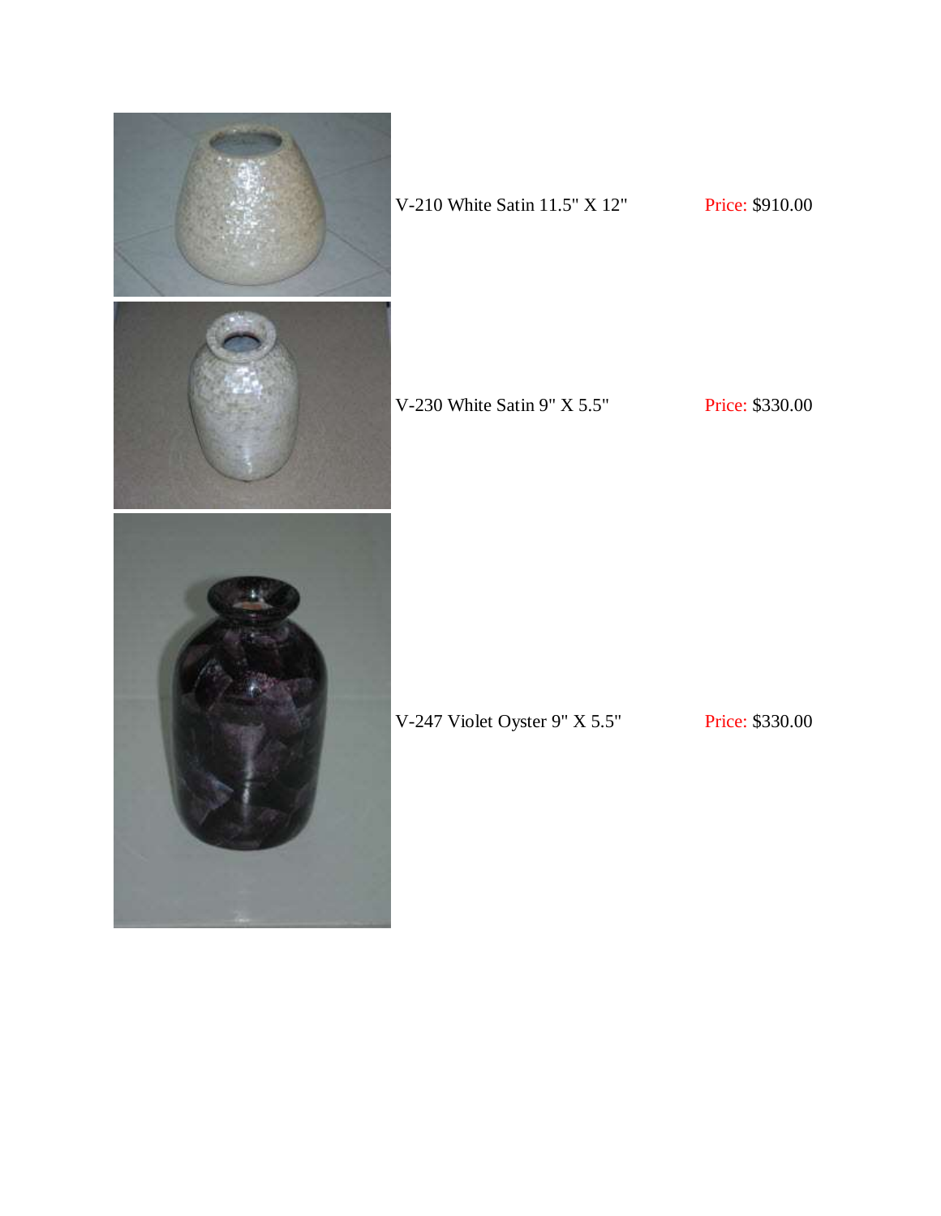V-210 White Satin 11.5" X 12" Price: $910.00

V-230 White Satin 9" X 5.5" Price: $330.00

V-247 Violet Oyster 9" X 5.5" Price: $330.00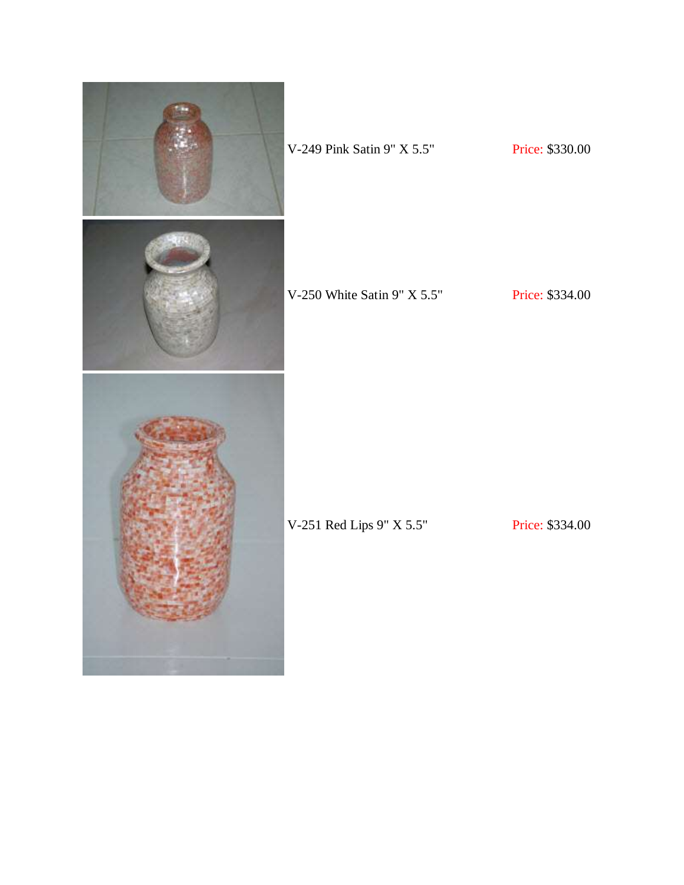V-249 Pink Satin 9" X 5.5" Price: $330.00

V-250 White Satin 9" X 5.5" Price: $334.00

V-251 Red Lips 9" X 5.5" Price: $334.00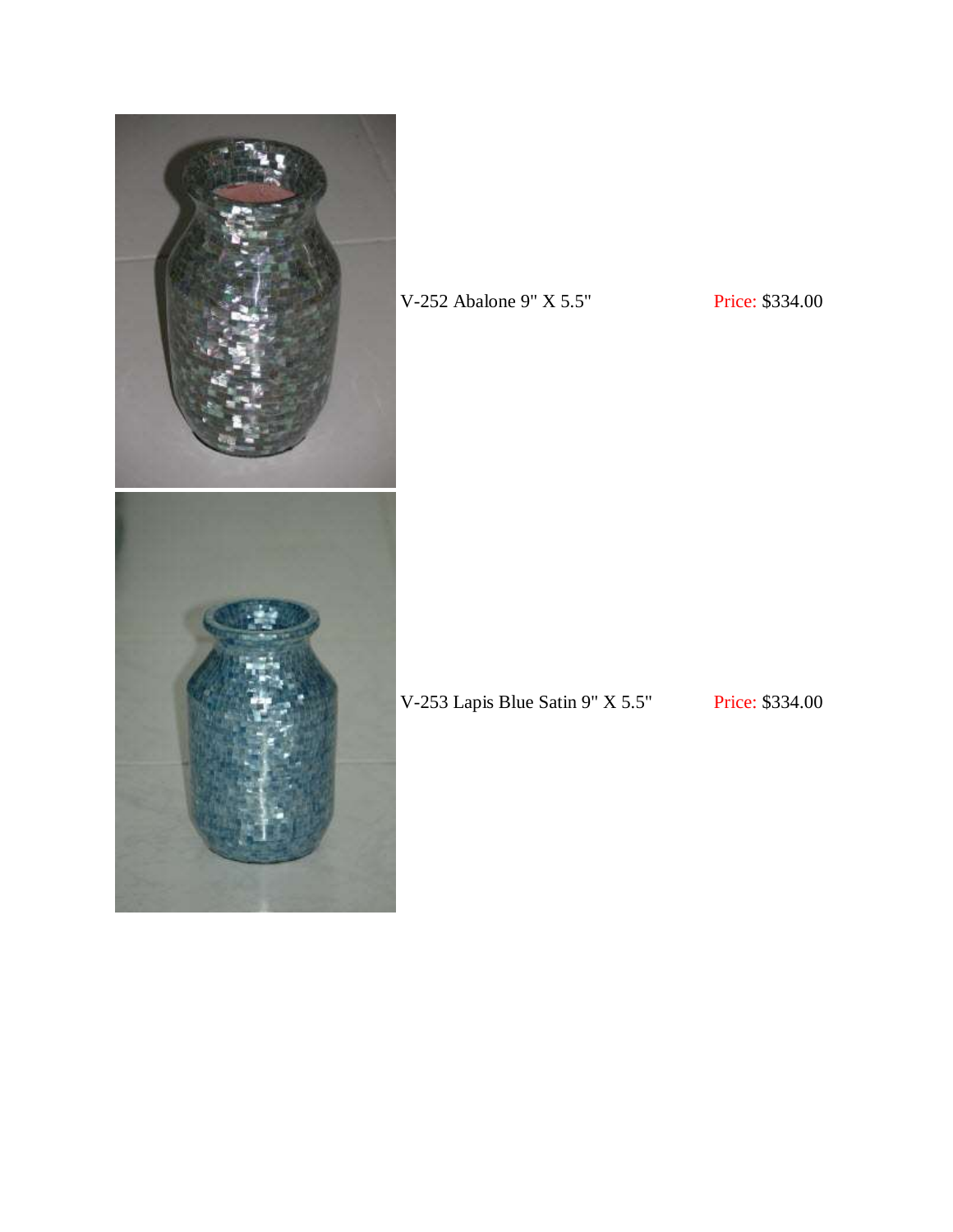V-252 Abalone 9" X 5.5" Price: $334.00

V-253 Lapis Blue Satin 9" X 5.5" Price: $334.00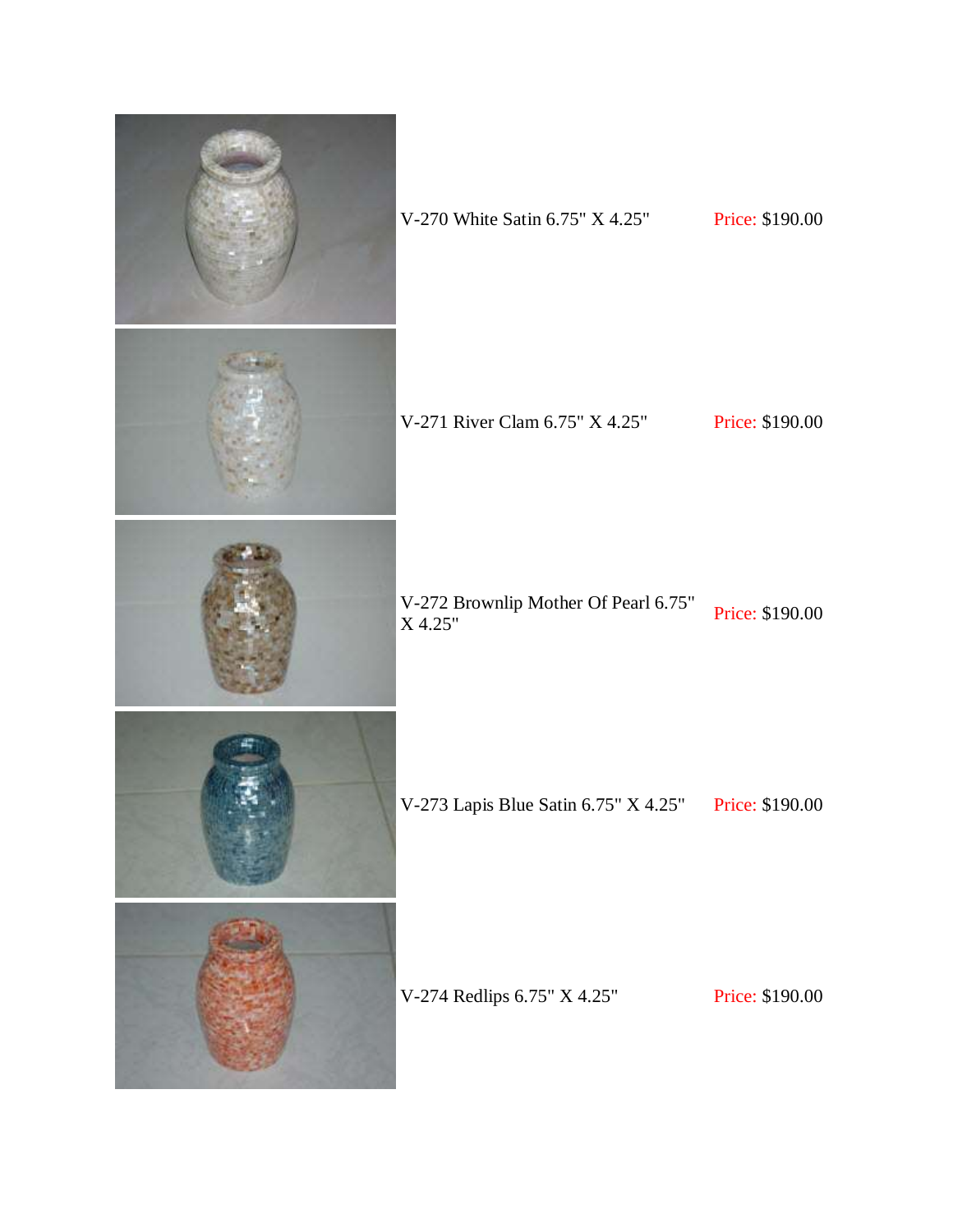| | | |
|---|---|---|
| | V-270 White Satin 6.75" X 4.25" | Price: $190.00 |
| | V-271 River Clam 6.75" X 4.25" | Price: $190.00 |
| | V-272 Brownlip Mother Of Pearl 6.75" X 4.25" | Price: $190.00 |
| | V-273 Lapis Blue Satin 6.75" X 4.25" | Price: $190.00 |
| | V-274 Redlips 6.75" X 4.25" | Price: $190.00 |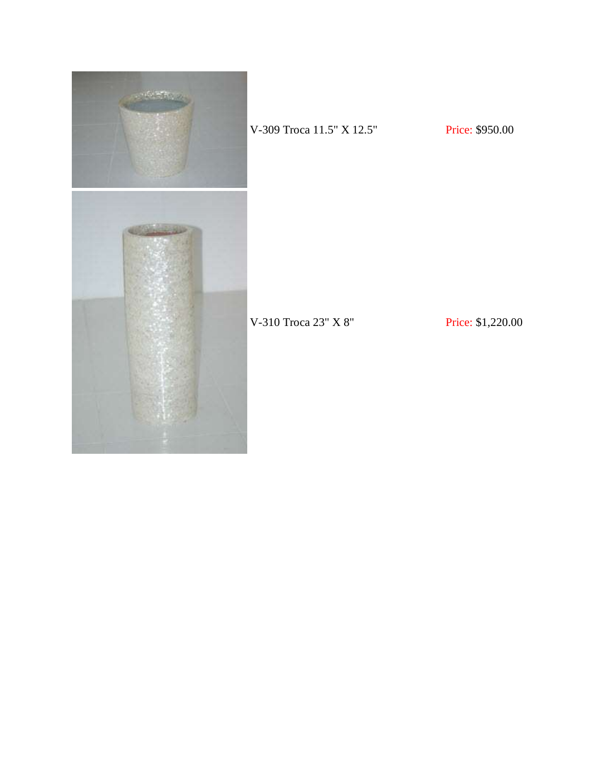V-309 Troca 11.5" X 12.5" Price: $950.00

V-310 Troca 23" X 8" Price: $1,220.00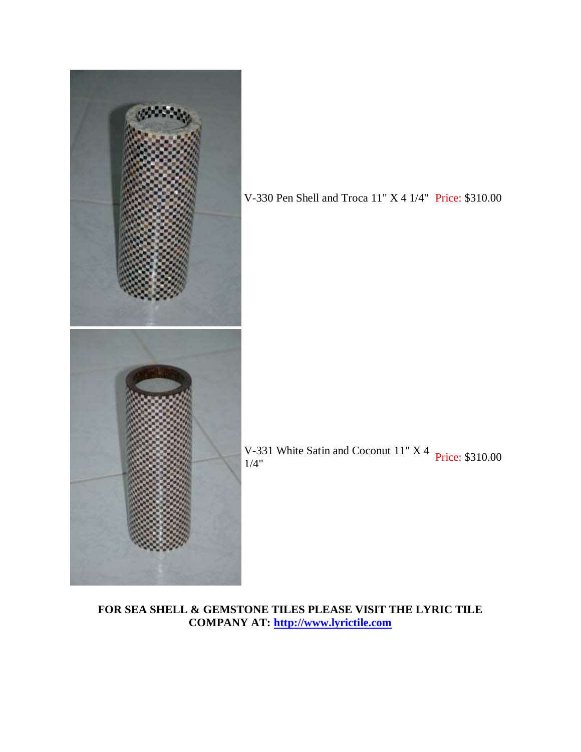V-330 Pen Shell and Troca 11" X 4 1/4" Price: $310.00

V-331 White Satin and Coconut 11" X 4 1/4" Price: $310.00

**FOR SEA SHELL & GEMSTONE TILES PLEASE VISIT THE LYRIC TILE COMPANY AT: [http://www.lyrictile.com](http://www.lyrictile.com)**